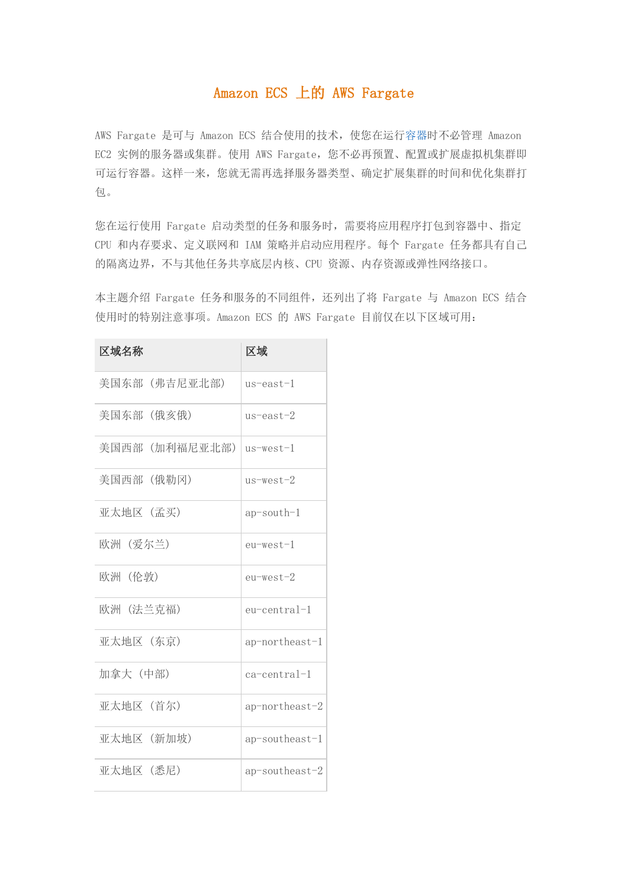# Amazon ECS 上的 AWS Fargate

AWS Fargate 是可与 Amazon ECS 结合使用的技术，使您在运行容器时不必管理 Amazon EC2 实例的服务器或集群。使用 AWS Fargate，您不必再预置、配置或扩展虚拟机集群即可运行容器。这样一来，您就无需再选择服务器类型、确定扩展集群的时间和优化集群打包。

您在运行使用 Fargate 启动类型的任务和服务时，需要将应用程序打包到容器中、指定 CPU 和内存要求、定义联网和 IAM 策略并启动应用程序。每个 Fargate 任务都具有自己的隔离边界，不与其他任务共享底层内核、CPU 资源、内存资源或弹性网络接口。

本主题介绍 Fargate 任务和服务的不同组件，还列出了将 Fargate 与 Amazon ECS 结合使用时的特别注意事项。Amazon ECS 的 AWS Fargate 目前仅在以下区域可用：

| 区域名称 | 区域 |
| --- | --- |
| 美国东部（弗吉尼亚北部） | us-east-1 |
| 美国东部（俄亥俄） | us-east-2 |
| 美国西部（加利福尼亚北部） | us-west-1 |
| 美国西部（俄勒冈） | us-west-2 |
| 亚太地区（孟买） | ap-south-1 |
| 欧洲（爱尔兰） | eu-west-1 |
| 欧洲（伦敦） | eu-west-2 |
| 欧洲（法兰克福） | eu-central-1 |
| 亚太地区（东京） | ap-northeast-1 |
| 加拿大（中部） | ca-central-1 |
| 亚太地区（首尔） | ap-northeast-2 |
| 亚太地区（新加坡） | ap-southeast-1 |
| 亚太地区（悉尼） | ap-southeast-2 |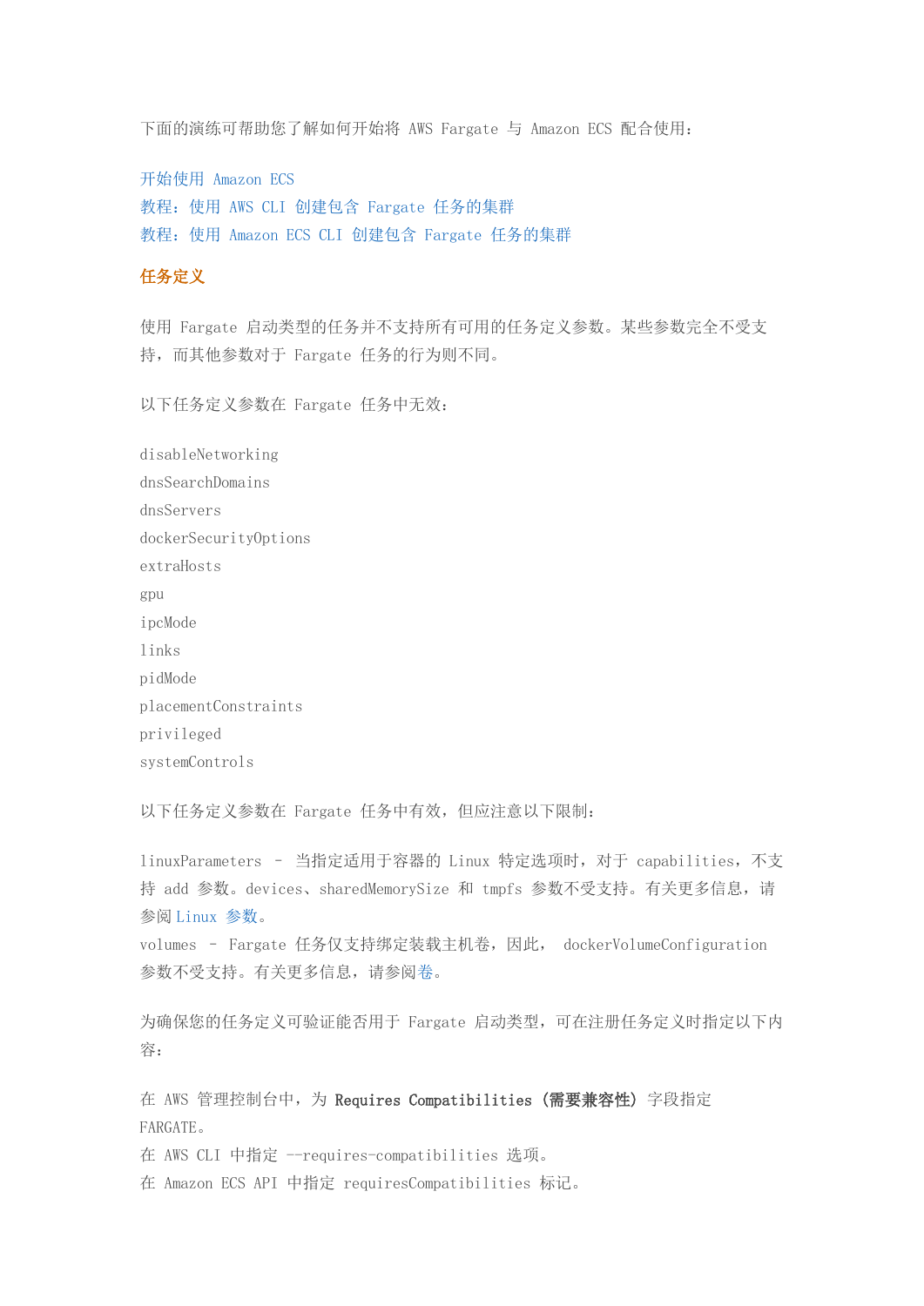下面的演练可帮助您了解如何开始将 AWS Fargate 与 Amazon ECS 配合使用：

开始使用 Amazon ECS
教程：使用 AWS CLI 创建包含 Fargate 任务的集群
教程：使用 Amazon ECS CLI 创建包含 Fargate 任务的集群

## 任务定义

使用 Fargate 启动类型的任务并不支持所有可用的任务定义参数。某些参数完全不受支持，而其他参数对于 Fargate 任务的行为则不同。

以下任务定义参数在 Fargate 任务中无效：

disableNetworking
dnsSearchDomains
dnsServers
dockerSecurityOptions
extraHosts
gpu
ipcMode
links
pidMode
placementConstraints
privileged
systemControls

以下任务定义参数在 Fargate 任务中有效，但应注意以下限制：

linuxParameters – 当指定适用于容器的 Linux 特定选项时，对于 capabilities，不支持 add 参数。devices、sharedMemorySize 和 tmpfs 参数不受支持。有关更多信息，请参阅 Linux 参数。
volumes – Fargate 任务仅支持绑定装载主机卷，因此， dockerVolumeConfiguration 参数不受支持。有关更多信息，请参阅卷。

为确保您的任务定义可验证能否用于 Fargate 启动类型，可在注册任务定义时指定以下内容：

在 AWS 管理控制台中，为 **Requires Compatibilities（需要兼容性）** 字段指定 FARGATE。
在 AWS CLI 中指定 --requires-compatibilities 选项。
在 Amazon ECS API 中指定 requiresCompatibilities 标记。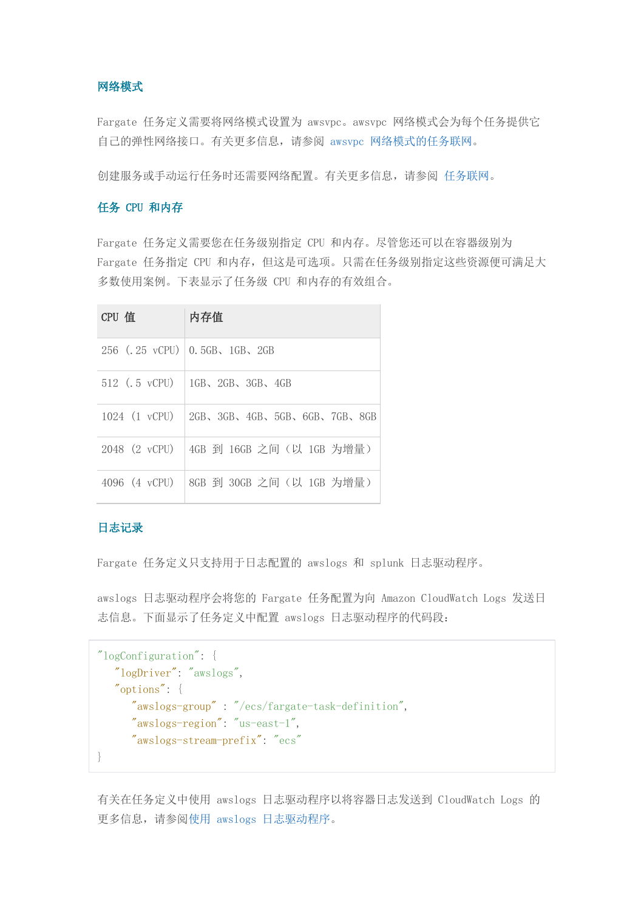### 网络模式

Fargate 任务定义需要将网络模式设置为 awsvpc。awsvpc 网络模式会为每个任务提供它自己的弹性网络接口。有关更多信息，请参阅 awsvpc 网络模式的任务联网。

创建服务或手动运行任务时还需要网络配置。有关更多信息，请参阅 任务联网。

### 任务 CPU 和内存

Fargate 任务定义需要您在任务级别指定 CPU 和内存。尽管您还可以在容器级别为 Fargate 任务指定 CPU 和内存，但这是可选项。只需在任务级别指定这些资源便可满足大多数使用案例。下表显示了任务级 CPU 和内存的有效组合。

| CPU 值 | 内存值 |
| --- | --- |
| 256 (.25 vCPU) | 0.5GB、1GB、2GB |
| 512 (.5 vCPU) | 1GB、2GB、3GB、4GB |
| 1024 (1 vCPU) | 2GB、3GB、4GB、5GB、6GB、7GB、8GB |
| 2048 (2 vCPU) | 4GB 到 16GB 之间（以 1GB 为增量） |
| 4096 (4 vCPU) | 8GB 到 30GB 之间（以 1GB 为增量） |

### 日志记录

Fargate 任务定义只支持用于日志配置的 awslogs 和 splunk 日志驱动程序。

awslogs 日志驱动程序会将您的 Fargate 任务配置为向 Amazon CloudWatch Logs 发送日志信息。下面显示了任务定义中配置 awslogs 日志驱动程序的代码段：

```
"logConfiguration": {
    "logDriver": "awslogs",
    "options": {
        "awslogs-group" : "/ecs/fargate-task-definition",
        "awslogs-region": "us-east-1",
        "awslogs-stream-prefix": "ecs"
}
```

有关在任务定义中使用 awslogs 日志驱动程序以将容器日志发送到 CloudWatch Logs 的更多信息，请参阅使用 awslogs 日志驱动程序。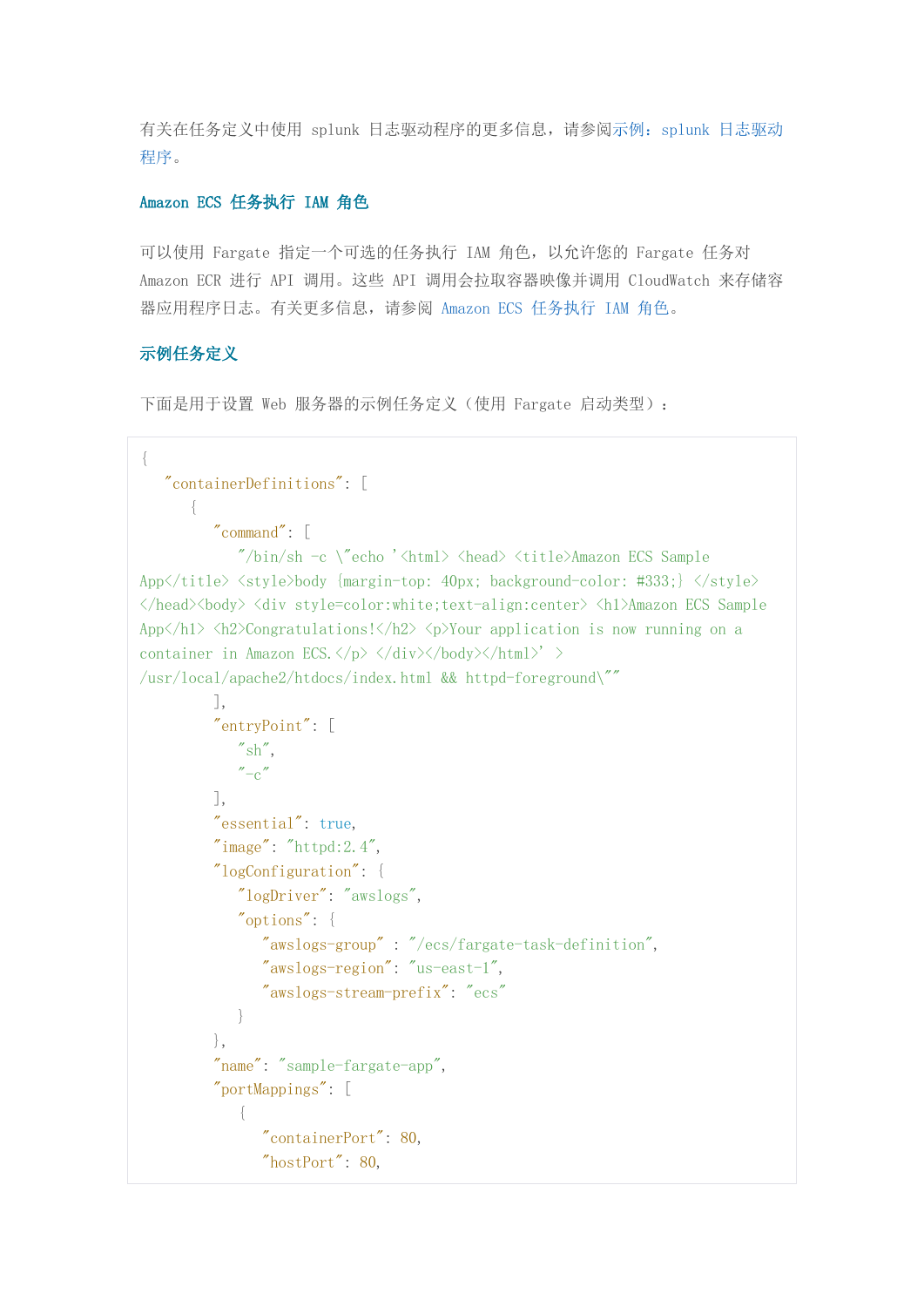有关在任务定义中使用 splunk 日志驱动程序的更多信息，请参阅示例：splunk 日志驱动程序。

### Amazon ECS 任务执行 IAM 角色

可以使用 Fargate 指定一个可选的任务执行 IAM 角色，以允许您的 Fargate 任务对 Amazon ECR 进行 API 调用。这些 API 调用会拉取容器映像并调用 CloudWatch 来存储容器应用程序日志。有关更多信息，请参阅 Amazon ECS 任务执行 IAM 角色。

### 示例任务定义

下面是用于设置 Web 服务器的示例任务定义（使用 Fargate 启动类型）：

```
{
   "containerDefinitions": [
      {
         "command": [
            "/bin/sh -c \"echo '<html> <head> <title>Amazon ECS Sample App</title> <style>body {margin-top: 40px; background-color: #333;} </style> </head><body> <div style=color:white;text-align:center> <h1>Amazon ECS Sample App</h1> <h2>Congratulations!</h2> <p>Your application is now running on a container in Amazon ECS.</p> </div></body></html>' > /usr/local/apache2/htdocs/index.html && httpd-foreground\""
         ],
         "entryPoint": [
            "sh",
            "-c"
         ],
         "essential": true,
         "image": "httpd:2.4",
         "logConfiguration": {
            "logDriver": "awslogs",
            "options": {
               "awslogs-group" : "/ecs/fargate-task-definition",
               "awslogs-region": "us-east-1",
               "awslogs-stream-prefix": "ecs"
            }
         },
         "name": "sample-fargate-app",
         "portMappings": [
            {
               "containerPort": 80,
               "hostPort": 80,
```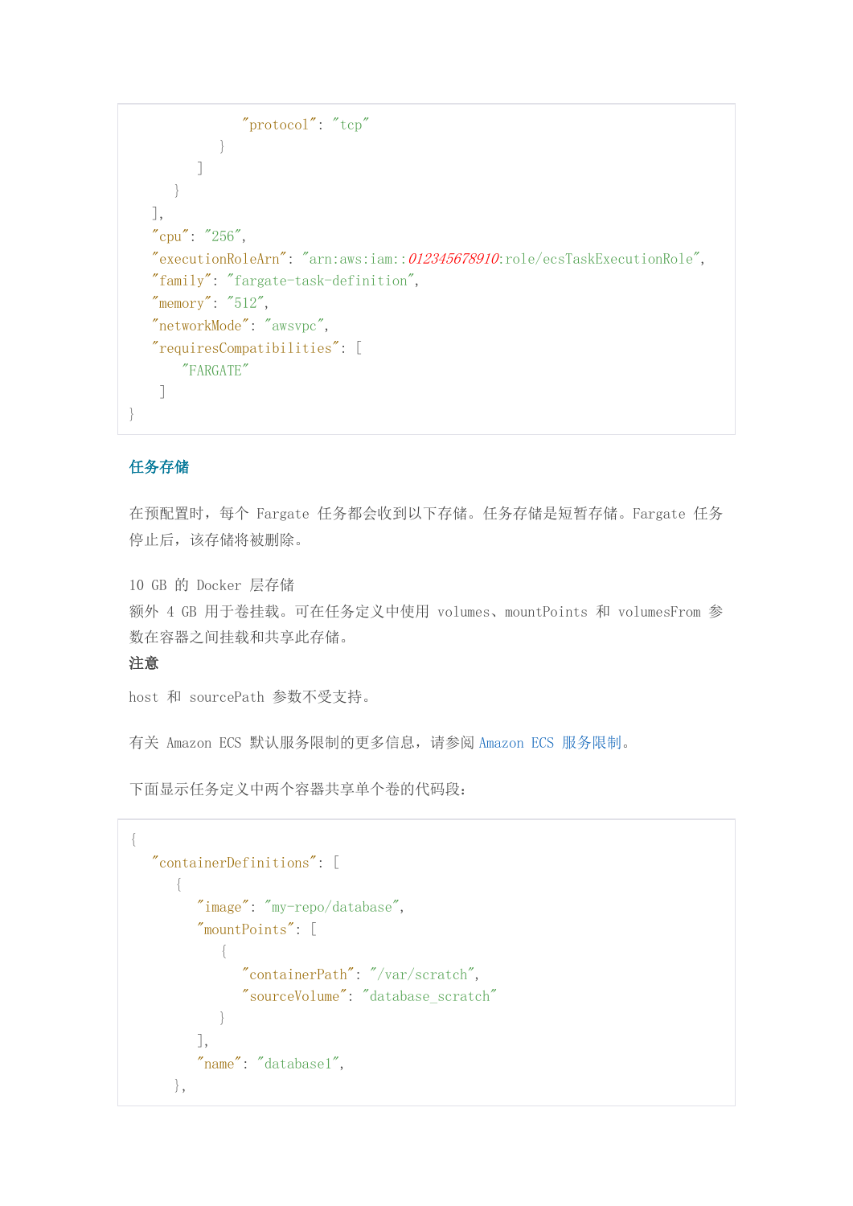```
                "protocol": "tcp"
            }
         ]
      }
   ],
   "cpu": "256",
   "executionRoleArn": "arn:aws:iam::012345678910:role/ecsTaskExecutionRole",
   "family": "fargate-task-definition",
   "memory": "512",
   "networkMode": "awsvpc",
   "requiresCompatibilities": [
       "FARGATE"
    ]
}
```

### 任务存储

在预配置时，每个 Fargate 任务都会收到以下存储。任务存储是短暂存储。Fargate 任务停止后，该存储将被删除。

10 GB 的 Docker 层存储
额外 4 GB 用于卷挂载。可在任务定义中使用 volumes、mountPoints 和 volumesFrom 参数在容器之间挂载和共享此存储。

**注意**

host 和 sourcePath 参数不受支持。

有关 Amazon ECS 默认服务限制的更多信息，请参阅 Amazon ECS 服务限制。

下面显示任务定义中两个容器共享单个卷的代码段：

```
{
   "containerDefinitions": [
      {
         "image": "my-repo/database",
         "mountPoints": [
            {
               "containerPath": "/var/scratch",
               "sourceVolume": "database_scratch"
            }
         ],
         "name": "database1",
      },
```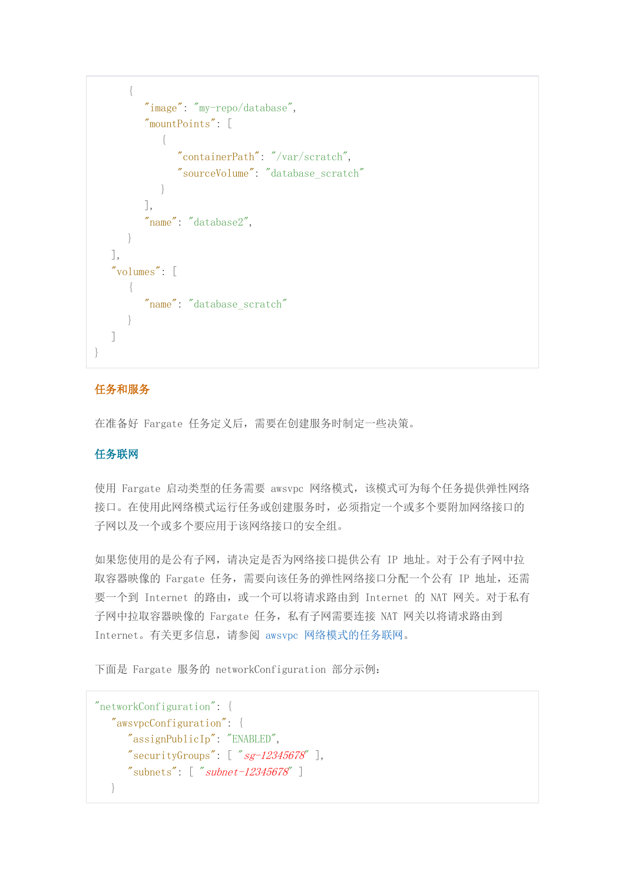```
        {
            "image": "my-repo/database",
            "mountPoints": [
                {
                    "containerPath": "/var/scratch",
                    "sourceVolume": "database_scratch"
                }
            ],
            "name": "database2",
        }
    ],
    "volumes": [
        {
            "name": "database_scratch"
        }
    ]
}
```

### 任务和服务

在准备好 Fargate 任务定义后，需要在创建服务时制定一些决策。

#### 任务联网

使用 Fargate 启动类型的任务需要 awsvpc 网络模式，该模式可为每个任务提供弹性网络接口。在使用此网络模式运行任务或创建服务时，必须指定一个或多个要附加网络接口的子网以及一个或多个要应用于该网络接口的安全组。

如果您使用的是公有子网，请决定是否为网络接口提供公有 IP 地址。对于公有子网中拉取容器映像的 Fargate 任务，需要向该任务的弹性网络接口分配一个公有 IP 地址，还需要一个到 Internet 的路由，或一个可以将请求路由到 Internet 的 NAT 网关。对于私有子网中拉取容器映像的 Fargate 任务，私有子网需要连接 NAT 网关以将请求路由到 Internet。有关更多信息，请参阅 awsvpc 网络模式的任务联网。

下面是 Fargate 服务的 networkConfiguration 部分示例：

```
"networkConfiguration": {
    "awsvpcConfiguration": {
        "assignPublicIp": "ENABLED",
        "securityGroups": [ "sg-12345678" ],
        "subnets": [ "subnet-12345678" ]
    }
```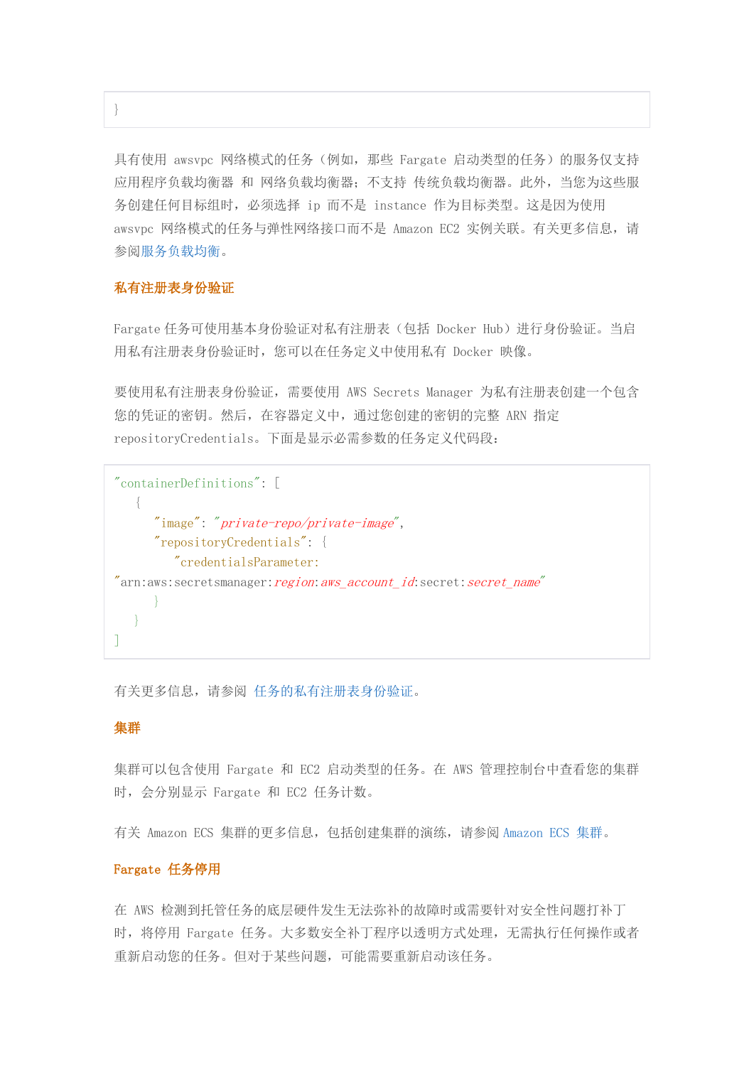```
}
```

具有使用 awsvpc 网络模式的任务（例如，那些 Fargate 启动类型的任务）的服务仅支持应用程序负载均衡器 和 网络负载均衡器；不支持 传统负载均衡器。此外，当您为这些服务创建任何目标组时，必须选择 ip 而不是 instance 作为目标类型。这是因为使用 awsvpc 网络模式的任务与弹性网络接口而不是 Amazon EC2 实例关联。有关更多信息，请参阅服务负载均衡。

### 私有注册表身份验证

Fargate 任务可使用基本身份验证对私有注册表（包括 Docker Hub）进行身份验证。当启用私有注册表身份验证时，您可以在任务定义中使用私有 Docker 映像。

要使用私有注册表身份验证，需要使用 AWS Secrets Manager 为私有注册表创建一个包含您的凭证的密钥。然后，在容器定义中，通过您创建的密钥的完整 ARN 指定 repositoryCredentials。下面是显示必需参数的任务定义代码段：

```
"containerDefinitions": [
    {
        "image": "private-repo/private-image",
        "repositoryCredentials": {
            "credentialsParameter":
"arn:aws:secretsmanager:region:aws_account_id:secret:secret_name"
        }
    }
]
```

有关更多信息，请参阅 任务的私有注册表身份验证。

### 集群

集群可以包含使用 Fargate 和 EC2 启动类型的任务。在 AWS 管理控制台中查看您的集群时，会分别显示 Fargate 和 EC2 任务计数。

有关 Amazon ECS 集群的更多信息，包括创建集群的演练，请参阅 Amazon ECS 集群。

### Fargate 任务停用

在 AWS 检测到托管任务的底层硬件发生无法弥补的故障时或需要针对安全性问题打补丁时，将停用 Fargate 任务。大多数安全补丁程序以透明方式处理，无需执行任何操作或者重新启动您的任务。但对于某些问题，可能需要重新启动该任务。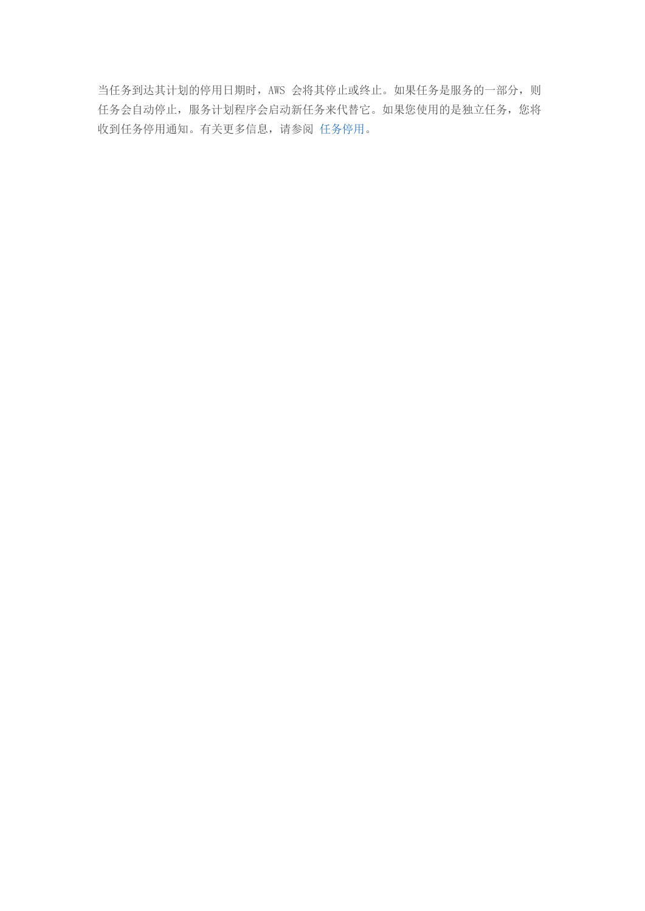当任务到达其计划的停用日期时，AWS 会将其停止或终止。如果任务是服务的一部分，则任务会自动停止，服务计划程序会启动新任务来代替它。如果您使用的是独立任务，您将收到任务停用通知。有关更多信息，请参阅 任务停用。